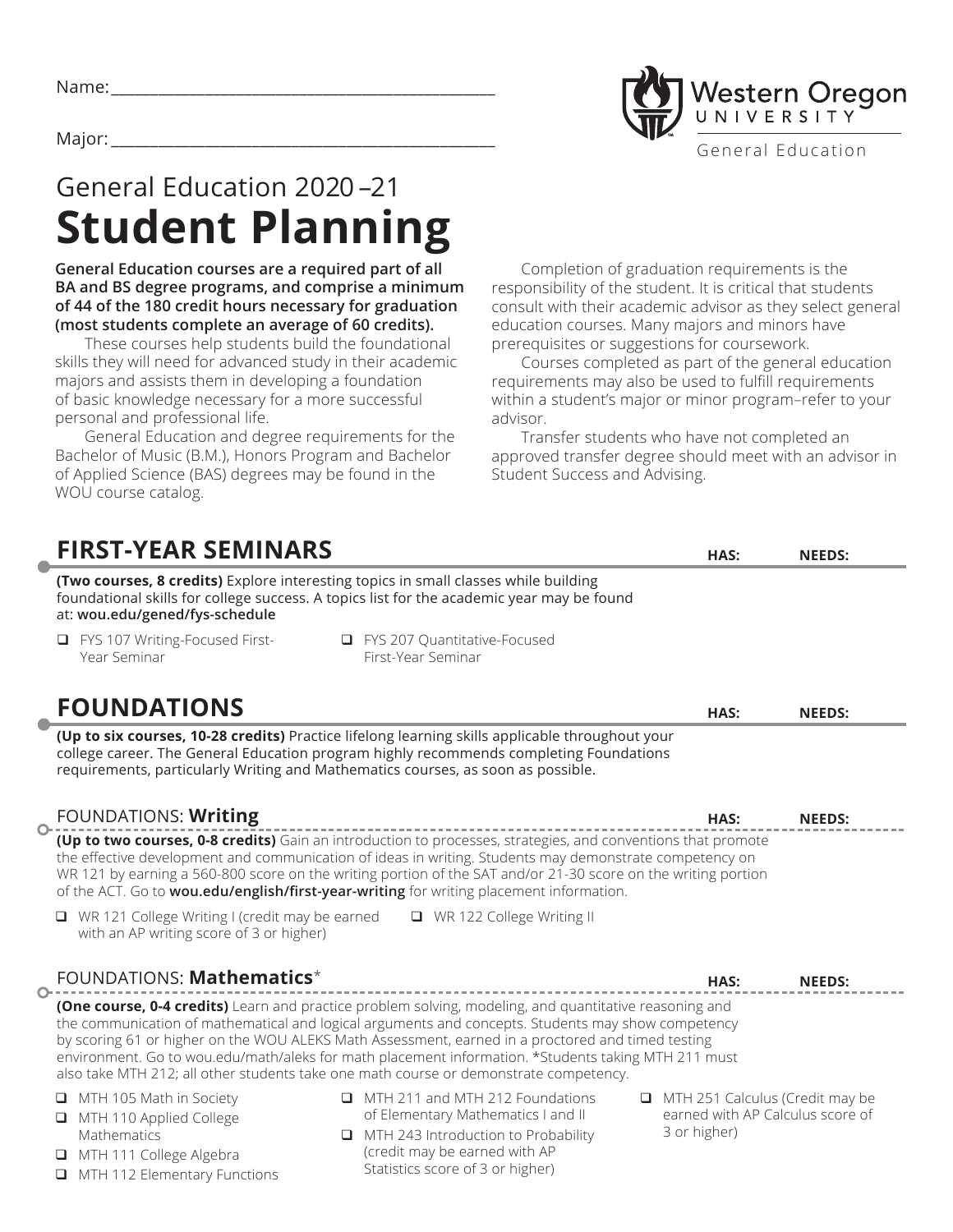Name: ______________________________________________

Major: ______________________________________________

Western Oregon UNIVERSITY

General Education

# General Education 2020 –21
# Student Planning

**General Education courses are a required part of all BA and BS degree programs, and comprise a minimum of 44 of the 180 credit hours necessary for graduation (most students complete an average of 60 credits).**

These courses help students build the foundational skills they will need for advanced study in their academic majors and assists them in developing a foundation of basic knowledge necessary for a more successful personal and professional life.

General Education and degree requirements for the Bachelor of Music (B.M.), Honors Program and Bachelor of Applied Science (BAS) degrees may be found in the WOU course catalog.

Completion of graduation requirements is the responsibility of the student. It is critical that students consult with their academic advisor as they select general education courses. Many majors and minors have prerequisites or suggestions for coursework.

Courses completed as part of the general education requirements may also be used to fulfill requirements within a student's major or minor program–refer to your advisor.

Transfer students who have not completed an approved transfer degree should meet with an advisor in Student Success and Advising.

## FIRST-YEAR SEMINARS

HAS: NEEDS:

**(Two courses, 8 credits)** Explore interesting topics in small classes while building foundational skills for college success. A topics list for the academic year may be found at: **wou.edu/gened/fys-schedule**

- ❑ FYS 107 Writing-Focused First-Year Seminar
- ❑ FYS 207 Quantitative-Focused First-Year Seminar

## FOUNDATIONS

HAS: NEEDS:

**(Up to six courses, 10-28 credits)** Practice lifelong learning skills applicable throughout your college career. The General Education program highly recommends completing Foundations requirements, particularly Writing and Mathematics courses, as soon as possible.

### FOUNDATIONS: **Writing**

HAS: NEEDS:

**(Up to two courses, 0-8 credits)** Gain an introduction to processes, strategies, and conventions that promote the effective development and communication of ideas in writing. Students may demonstrate competency on WR 121 by earning a 560-800 score on the writing portion of the SAT and/or 21-30 score on the writing portion of the ACT. Go to **wou.edu/english/first-year-writing** for writing placement information.

- ❑ WR 121 College Writing I (credit may be earned with an AP writing score of 3 or higher)
- ❑ WR 122 College Writing II

### FOUNDATIONS: **Mathematics***

HAS: NEEDS:

**(One course, 0-4 credits)** Learn and practice problem solving, modeling, and quantitative reasoning and the communication of mathematical and logical arguments and concepts. Students may show competency by scoring 61 or higher on the WOU ALEKS Math Assessment, earned in a proctored and timed testing environment. Go to wou.edu/math/aleks for math placement information. *Students taking MTH 211 must also take MTH 212; all other students take one math course or demonstrate competency.

- ❑ MTH 105 Math in Society
- ❑ MTH 110 Applied College Mathematics
- ❑ MTH 111 College Algebra
- ❑ MTH 112 Elementary Functions
- ❑ MTH 211 and MTH 212 Foundations of Elementary Mathematics I and II
- ❑ MTH 243 Introduction to Probability (credit may be earned with AP Statistics score of 3 or higher)
- ❑ MTH 251 Calculus (Credit may be earned with AP Calculus score of 3 or higher)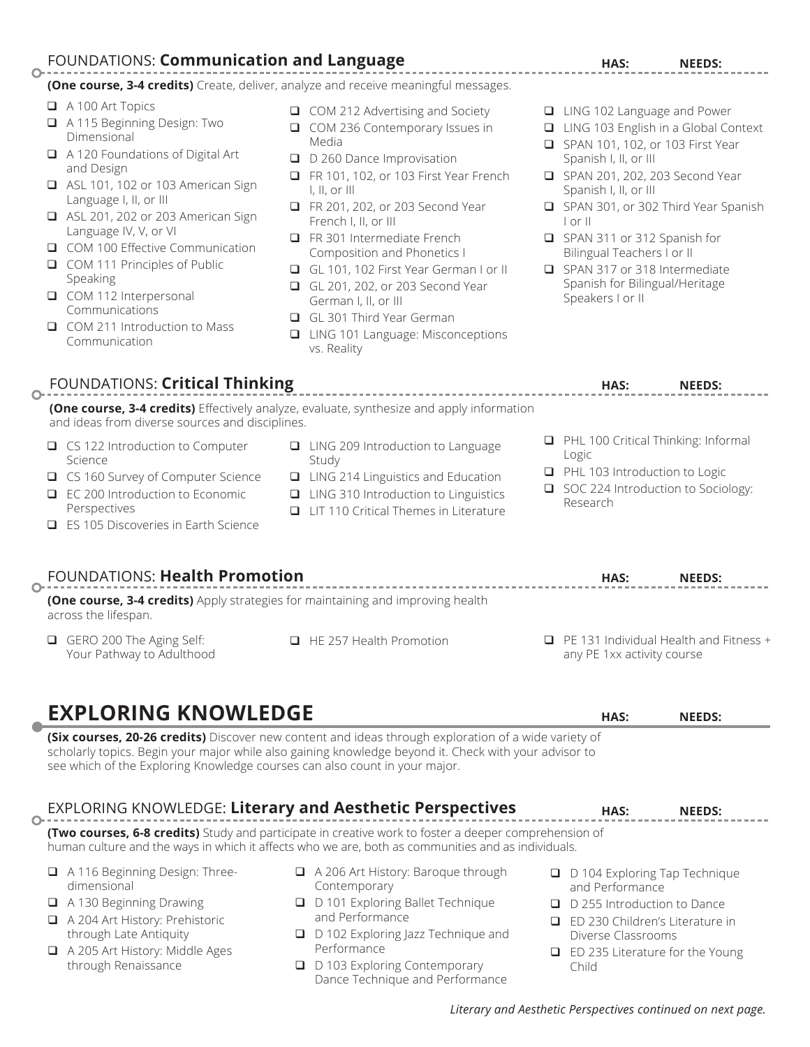## FOUNDATIONS: **Communication and Language**

HAS: NEEDS:

**(One course, 3-4 credits)** Create, deliver, analyze and receive meaningful messages.

- ❑ A 100 Art Topics
- ❑ A 115 Beginning Design: Two Dimensional
- ❑ A 120 Foundations of Digital Art and Design
- ❑ ASL 101, 102 or 103 American Sign Language I, II, or III
- ❑ ASL 201, 202 or 203 American Sign Language IV, V, or VI
- ❑ COM 100 Effective Communication
- ❑ COM 111 Principles of Public Speaking
- ❑ COM 112 Interpersonal Communications
- ❑ COM 211 Introduction to Mass Communication
- ❑ COM 212 Advertising and Society
- ❑ COM 236 Contemporary Issues in Media
- ❑ D 260 Dance Improvisation
- ❑ FR 101, 102, or 103 First Year French I, II, or III
- ❑ FR 201, 202, or 203 Second Year French I, II, or III
- ❑ FR 301 Intermediate French Composition and Phonetics I
- ❑ GL 101, 102 First Year German I or II
- ❑ GL 201, 202, or 203 Second Year German I, II, or III
- ❑ GL 301 Third Year German
- ❑ LING 101 Language: Misconceptions vs. Reality
- ❑ LING 102 Language and Power
- ❑ LING 103 English in a Global Context
- ❑ SPAN 101, 102, or 103 First Year Spanish I, II, or III
- ❑ SPAN 201, 202, 203 Second Year Spanish I, II, or III
- ❑ SPAN 301, or 302 Third Year Spanish I or II
- ❑ SPAN 311 or 312 Spanish for Bilingual Teachers I or II
- ❑ SPAN 317 or 318 Intermediate Spanish for Bilingual/Heritage Speakers I or II

## FOUNDATIONS: **Critical Thinking**

HAS: NEEDS:

**(One course, 3-4 credits)** Effectively analyze, evaluate, synthesize and apply information and ideas from diverse sources and disciplines.

- ❑ CS 122 Introduction to Computer Science
- ❑ CS 160 Survey of Computer Science
- ❑ EC 200 Introduction to Economic Perspectives
- ❑ ES 105 Discoveries in Earth Science
- ❑ LING 209 Introduction to Language Study
- ❑ LING 214 Linguistics and Education
- ❑ LING 310 Introduction to Linguistics
- ❑ LIT 110 Critical Themes in Literature
- ❑ PHL 100 Critical Thinking: Informal Logic
- ❑ PHL 103 Introduction to Logic
- ❑ SOC 224 Introduction to Sociology: Research

## FOUNDATIONS: **Health Promotion**

HAS: NEEDS:

**(One course, 3-4 credits)** Apply strategies for maintaining and improving health across the lifespan.

- ❑ GERO 200 The Aging Self: Your Pathway to Adulthood
- ❑ HE 257 Health Promotion
- ❑ PE 131 Individual Health and Fitness + any PE 1xx activity course

# EXPLORING KNOWLEDGE

HAS: NEEDS:

**(Six courses, 20-26 credits)** Discover new content and ideas through exploration of a wide variety of scholarly topics. Begin your major while also gaining knowledge beyond it. Check with your advisor to see which of the Exploring Knowledge courses can also count in your major.

## EXPLORING KNOWLEDGE: **Literary and Aesthetic Perspectives**

HAS: NEEDS:

**(Two courses, 6-8 credits)** Study and participate in creative work to foster a deeper comprehension of human culture and the ways in which it affects who we are, both as communities and as individuals.

- ❑ A 116 Beginning Design: Three-dimensional
- ❑ A 130 Beginning Drawing
- ❑ A 204 Art History: Prehistoric through Late Antiquity
- ❑ A 205 Art History: Middle Ages through Renaissance
- ❑ A 206 Art History: Baroque through Contemporary
- ❑ D 101 Exploring Ballet Technique and Performance
- ❑ D 102 Exploring Jazz Technique and Performance
- ❑ D 103 Exploring Contemporary Dance Technique and Performance
- ❑ D 104 Exploring Tap Technique and Performance
- ❑ D 255 Introduction to Dance
- ❑ ED 230 Children's Literature in Diverse Classrooms
- ❑ ED 235 Literature for the Young Child

*Literary and Aesthetic Perspectives continued on next page.*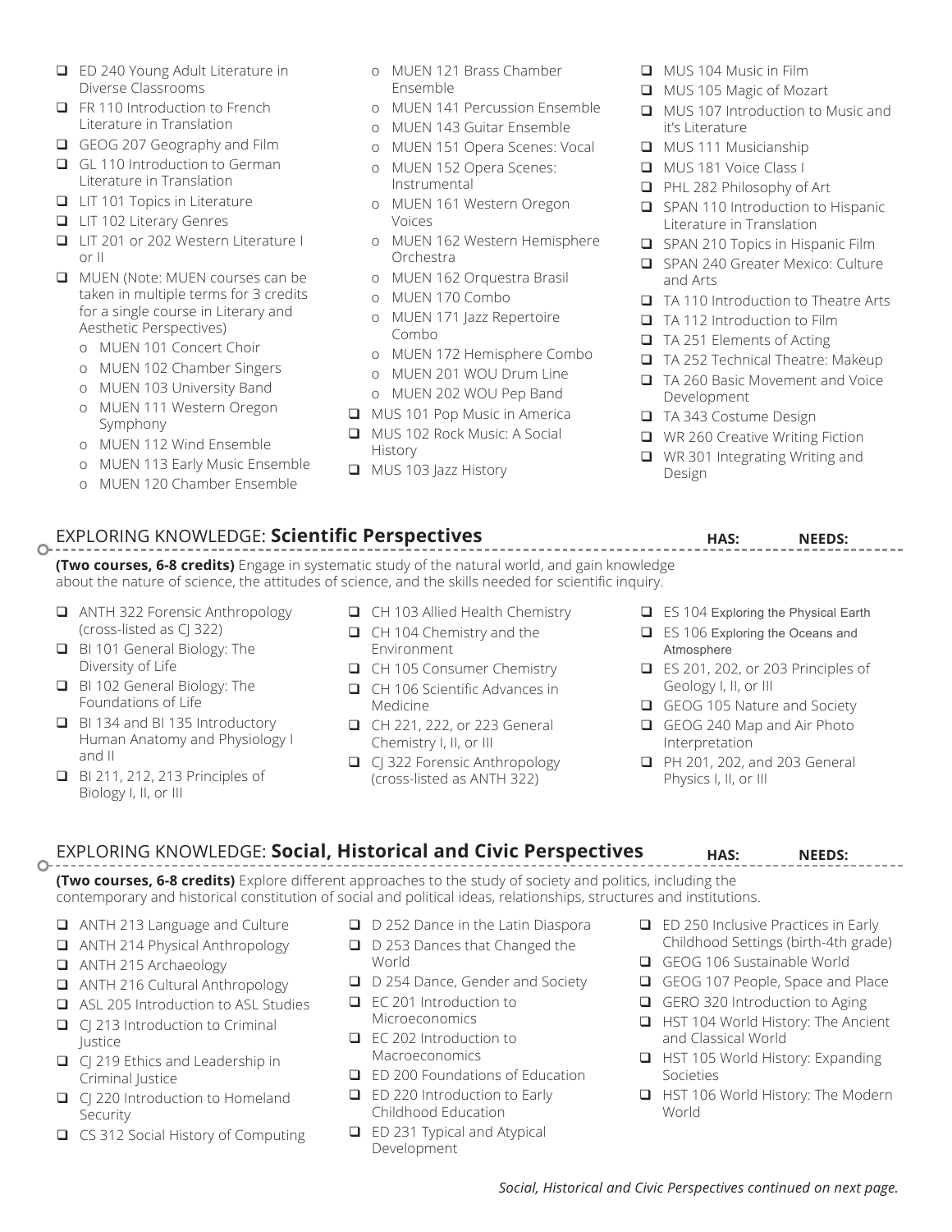- ED 240 Young Adult Literature in Diverse Classrooms
- FR 110 Introduction to French Literature in Translation
- GEOG 207 Geography and Film
- GL 110 Introduction to German Literature in Translation
- LIT 101 Topics in Literature
- LIT 102 Literary Genres
- LIT 201 or 202 Western Literature I or II
- MUEN (Note: MUEN courses can be taken in multiple terms for 3 credits for a single course in Literary and Aesthetic Perspectives)
  - MUEN 101 Concert Choir
  - MUEN 102 Chamber Singers
  - MUEN 103 University Band
  - MUEN 111 Western Oregon Symphony
  - MUEN 112 Wind Ensemble
  - MUEN 113 Early Music Ensemble
  - MUEN 120 Chamber Ensemble
  - MUEN 121 Brass Chamber Ensemble
  - MUEN 141 Percussion Ensemble
  - MUEN 143 Guitar Ensemble
  - MUEN 151 Opera Scenes: Vocal
  - MUEN 152 Opera Scenes: Instrumental
  - MUEN 161 Western Oregon Voices
  - MUEN 162 Western Hemisphere Orchestra
  - MUEN 162 Orquestra Brasil
  - MUEN 170 Combo
  - MUEN 171 Jazz Repertoire Combo
  - MUEN 172 Hemisphere Combo
  - MUEN 201 WOU Drum Line
  - MUEN 202 WOU Pep Band
- MUS 101 Pop Music in America
- MUS 102 Rock Music: A Social History
- MUS 103 Jazz History
- MUS 104 Music in Film
- MUS 105 Magic of Mozart
- MUS 107 Introduction to Music and it's Literature
- MUS 111 Musicianship
- MUS 181 Voice Class I
- PHL 282 Philosophy of Art
- SPAN 110 Introduction to Hispanic Literature in Translation
- SPAN 210 Topics in Hispanic Film
- SPAN 240 Greater Mexico: Culture and Arts
- TA 110 Introduction to Theatre Arts
- TA 112 Introduction to Film
- TA 251 Elements of Acting
- TA 252 Technical Theatre: Makeup
- TA 260 Basic Movement and Voice Development
- TA 343 Costume Design
- WR 260 Creative Writing Fiction
- WR 301 Integrating Writing and Design

## EXPLORING KNOWLEDGE: **Scientific Perspectives**

**HAS:** **NEEDS:**

**(Two courses, 6-8 credits)** Engage in systematic study of the natural world, and gain knowledge about the nature of science, the attitudes of science, and the skills needed for scientific inquiry.

- ANTH 322 Forensic Anthropology (cross-listed as CJ 322)
- BI 101 General Biology: The Diversity of Life
- BI 102 General Biology: The Foundations of Life
- BI 134 and BI 135 Introductory Human Anatomy and Physiology I and II
- BI 211, 212, 213 Principles of Biology I, II, or III
- CH 103 Allied Health Chemistry
- CH 104 Chemistry and the Environment
- CH 105 Consumer Chemistry
- CH 106 Scientific Advances in Medicine
- CH 221, 222, or 223 General Chemistry I, II, or III
- CJ 322 Forensic Anthropology (cross-listed as ANTH 322)
- ES 104 Exploring the Physical Earth
- ES 106 Exploring the Oceans and Atmosphere
- ES 201, 202, or 203 Principles of Geology I, II, or III
- GEOG 105 Nature and Society
- GEOG 240 Map and Air Photo Interpretation
- PH 201, 202, and 203 General Physics I, II, or III

## EXPLORING KNOWLEDGE: **Social, Historical and Civic Perspectives**

**HAS:** **NEEDS:**

**(Two courses, 6-8 credits)** Explore different approaches to the study of society and politics, including the contemporary and historical constitution of social and political ideas, relationships, structures and institutions.

- ANTH 213 Language and Culture
- ANTH 214 Physical Anthropology
- ANTH 215 Archaeology
- ANTH 216 Cultural Anthropology
- ASL 205 Introduction to ASL Studies
- CJ 213 Introduction to Criminal Justice
- CJ 219 Ethics and Leadership in Criminal Justice
- CJ 220 Introduction to Homeland Security
- CS 312 Social History of Computing
- D 252 Dance in the Latin Diaspora
- D 253 Dances that Changed the World
- D 254 Dance, Gender and Society
- EC 201 Introduction to Microeconomics
- EC 202 Introduction to Macroeconomics
- ED 200 Foundations of Education
- ED 220 Introduction to Early Childhood Education
- ED 231 Typical and Atypical Development
- ED 250 Inclusive Practices in Early Childhood Settings (birth-4th grade)
- GEOG 106 Sustainable World
- GEOG 107 People, Space and Place
- GERO 320 Introduction to Aging
- HST 104 World History: The Ancient and Classical World
- HST 105 World History: Expanding Societies
- HST 106 World History: The Modern World

*Social, Historical and Civic Perspectives continued on next page.*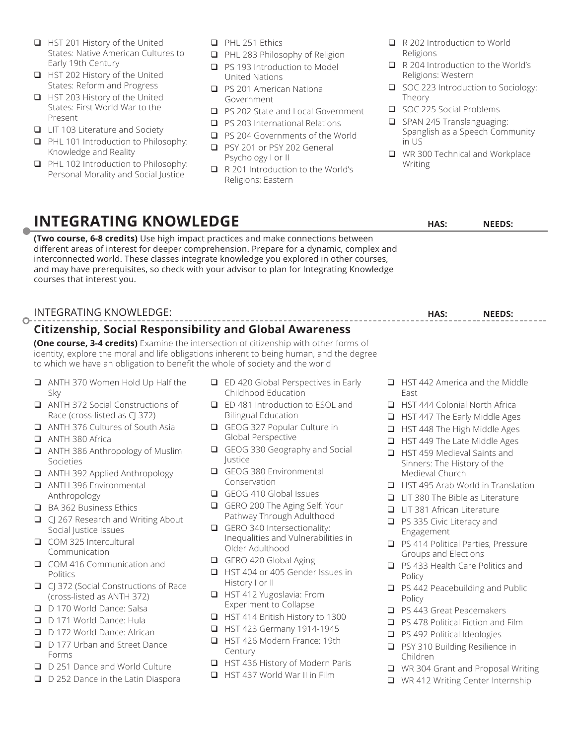- HST 201 History of the United States: Native American Cultures to Early 19th Century
- HST 202 History of the United States: Reform and Progress
- HST 203 History of the United States: First World War to the Present
- LIT 103 Literature and Society
- PHL 101 Introduction to Philosophy: Knowledge and Reality
- PHL 102 Introduction to Philosophy: Personal Morality and Social Justice
- PHL 251 Ethics
- PHL 283 Philosophy of Religion
- PS 193 Introduction to Model United Nations
- PS 201 American National Government
- PS 202 State and Local Government
- PS 203 International Relations
- PS 204 Governments of the World
- PSY 201 or PSY 202 General Psychology I or II
- R 201 Introduction to the World's Religions: Eastern
- R 202 Introduction to World Religions
- R 204 Introduction to the World's Religions: Western
- SOC 223 Introduction to Sociology: Theory
- SOC 225 Social Problems
- SPAN 245 Translanguaging: Spanglish as a Speech Community in US
- WR 300 Technical and Workplace Writing

## INTEGRATING KNOWLEDGE

HAS: NEEDS:

**(Two course, 6-8 credits)** Use high impact practices and make connections between different areas of interest for deeper comprehension. Prepare for a dynamic, complex and interconnected world. These classes integrate knowledge you explored in other courses, and may have prerequisites, so check with your advisor to plan for Integrating Knowledge courses that interest you.

INTEGRATING KNOWLEDGE:

### Citizenship, Social Responsibility and Global Awareness

HAS: NEEDS:

**(One course, 3-4 credits)** Examine the intersection of citizenship with other forms of identity, explore the moral and life obligations inherent to being human, and the degree to which we have an obligation to benefit the whole of society and the world

- ANTH 370 Women Hold Up Half the Sky
- ANTH 372 Social Constructions of Race (cross-listed as CJ 372)
- ANTH 376 Cultures of South Asia
- ANTH 380 Africa
- ANTH 386 Anthropology of Muslim Societies
- ANTH 392 Applied Anthropology
- ANTH 396 Environmental Anthropology
- BA 362 Business Ethics
- CJ 267 Research and Writing About Social Justice Issues
- COM 325 Intercultural Communication
- COM 416 Communication and Politics
- CJ 372 (Social Constructions of Race (cross-listed as ANTH 372)
- D 170 World Dance: Salsa
- D 171 World Dance: Hula
- D 172 World Dance: African
- D 177 Urban and Street Dance Forms
- D 251 Dance and World Culture
- D 252 Dance in the Latin Diaspora
- ED 420 Global Perspectives in Early Childhood Education
- ED 481 Introduction to ESOL and Bilingual Education
- GEOG 327 Popular Culture in Global Perspective
- GEOG 330 Geography and Social Justice
- GEOG 380 Environmental Conservation
- GEOG 410 Global Issues
- GERO 200 The Aging Self: Your Pathway Through Adulthood
- GERO 340 Intersectionality: Inequalities and Vulnerabilities in Older Adulthood
- GERO 420 Global Aging
- HST 404 or 405 Gender Issues in History I or II
- HST 412 Yugoslavia: From Experiment to Collapse
- HST 414 British History to 1300
- HST 423 Germany 1914-1945
- HST 426 Modern France: 19th Century
- HST 436 History of Modern Paris
- HST 437 World War II in Film
- HST 442 America and the Middle East
- HST 444 Colonial North Africa
- HST 447 The Early Middle Ages
- HST 448 The High Middle Ages
- HST 449 The Late Middle Ages
- HST 459 Medieval Saints and Sinners: The History of the Medieval Church
- HST 495 Arab World in Translation
- LIT 380 The Bible as Literature
- LIT 381 African Literature
- PS 335 Civic Literacy and Engagement
- PS 414 Political Parties, Pressure Groups and Elections
- PS 433 Health Care Politics and Policy
- PS 442 Peacebuilding and Public Policy
- PS 443 Great Peacemakers
- PS 478 Political Fiction and Film
- PS 492 Political Ideologies
- PSY 310 Building Resilience in Children
- WR 304 Grant and Proposal Writing
- WR 412 Writing Center Internship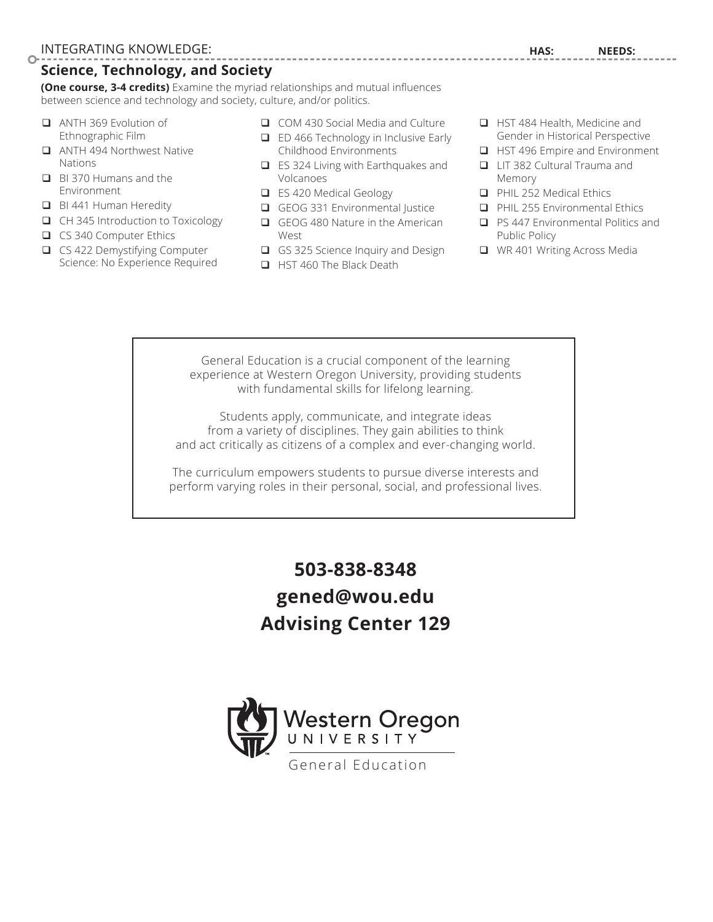INTEGRATING KNOWLEDGE: **HAS:** **NEEDS:**

## Science, Technology, and Society

**(One course, 3-4 credits)** Examine the myriad relationships and mutual influences between science and technology and society, culture, and/or politics.

- ❑ ANTH 369 Evolution of Ethnographic Film
- ❑ ANTH 494 Northwest Native Nations
- ❑ BI 370 Humans and the Environment
- ❑ BI 441 Human Heredity
- ❑ CH 345 Introduction to Toxicology
- ❑ CS 340 Computer Ethics
- ❑ CS 422 Demystifying Computer Science: No Experience Required
- ❑ COM 430 Social Media and Culture
- ❑ ED 466 Technology in Inclusive Early Childhood Environments
- ❑ ES 324 Living with Earthquakes and Volcanoes
- ❑ ES 420 Medical Geology
- ❑ GEOG 331 Environmental Justice
- ❑ GEOG 480 Nature in the American West
- ❑ GS 325 Science Inquiry and Design
- ❑ HST 460 The Black Death
- ❑ HST 484 Health, Medicine and Gender in Historical Perspective
- ❑ HST 496 Empire and Environment
- ❑ LIT 382 Cultural Trauma and Memory
- ❑ PHIL 252 Medical Ethics
- ❑ PHIL 255 Environmental Ethics
- ❑ PS 447 Environmental Politics and Public Policy
- ❑ WR 401 Writing Across Media

General Education is a crucial component of the learning experience at Western Oregon University, providing students with fundamental skills for lifelong learning.

Students apply, communicate, and integrate ideas from a variety of disciplines. They gain abilities to think and act critically as citizens of a complex and ever-changing world.

The curriculum empowers students to pursue diverse interests and perform varying roles in their personal, social, and professional lives.

**503-838-8348**

**gened@wou.edu**

**Advising Center 129**

Western Oregon UNIVERSITY

General Education